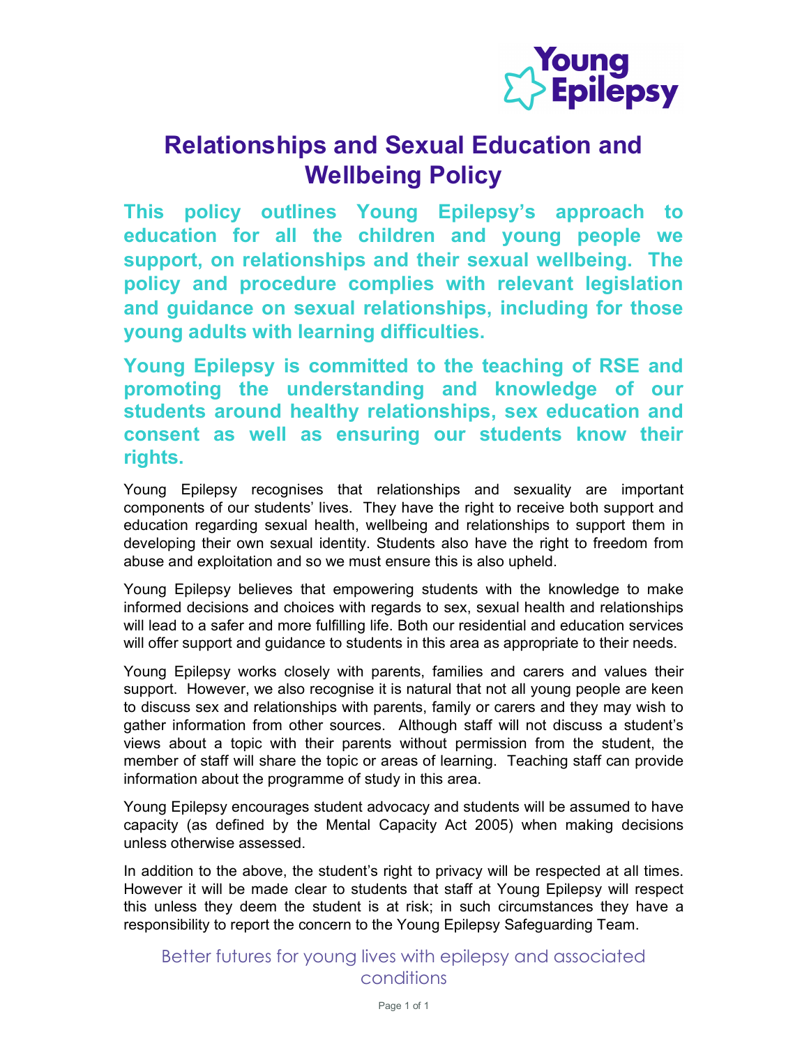# Relationships and Sexual Education and Wellbeing Policy

**This policy outlines Young Epilepsy's approach to education for all the children and young people we support, on relationships and their sexual wellbeing. The policy and procedure complies with relevant legislation and guidance on sexual relationships, including for those young adults with learning difficulties.**

**Young Epilepsy is committed to the teaching of RSE and promoting the understanding and knowledge of our students around healthy relationships, sex education and consent as well as ensuring our students know their rights.**

Young Epilepsy recognises that relationships and sexuality are important components of our students' lives. They have the right to receive both support and education regarding sexual health, wellbeing and relationships to support them in developing their own sexual identity. Students also have the right to freedom from abuse and exploitation and so we must ensure this is also upheld.

Young Epilepsy believes that empowering students with the knowledge to make informed decisions and choices with regards to sex, sexual health and relationships will lead to a safer and more fulfilling life. Both our residential and education services will offer support and guidance to students in this area as appropriate to their needs.

Young Epilepsy works closely with parents, families and carers and values their support. However, we also recognise it is natural that not all young people are keen to discuss sex and relationships with parents, family or carers and they may wish to gather information from other sources. Although staff will not discuss a student's views about a topic with their parents without permission from the student, the member of staff will share the topic or areas of learning. Teaching staff can provide information about the programme of study in this area.

Young Epilepsy encourages student advocacy and students will be assumed to have capacity (as defined by the Mental Capacity Act 2005) when making decisions unless otherwise assessed.

In addition to the above, the student's right to privacy will be respected at all times. However it will be made clear to students that staff at Young Epilepsy will respect this unless they deem the student is at risk; in such circumstances they have a responsibility to report the concern to the Young Epilepsy Safeguarding Team.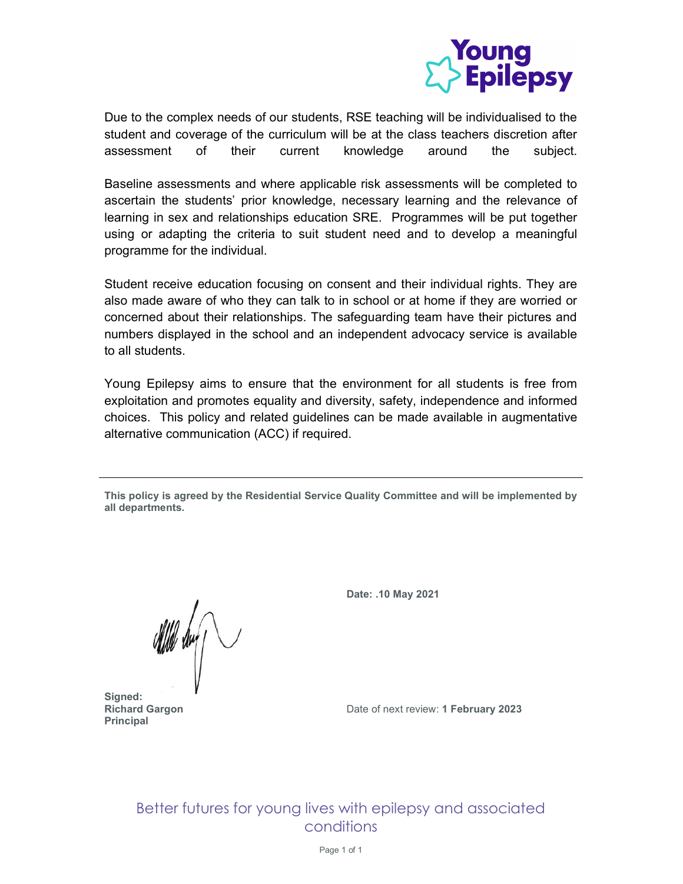Due to the complex needs of our students, RSE teaching will be individualised to the student and coverage of the curriculum will be at the class teachers discretion after assessment of their current knowledge around the subject.

Baseline assessments and where applicable risk assessments will be completed to ascertain the students' prior knowledge, necessary learning and the relevance of learning in sex and relationships education SRE. Programmes will be put together using or adapting the criteria to suit student need and to develop a meaningful programme for the individual.

Student receive education focusing on consent and their individual rights. They are also made aware of who they can talk to in school or at home if they are worried or concerned about their relationships. The safeguarding team have their pictures and numbers displayed in the school and an independent advocacy service is available to all students.

Young Epilepsy aims to ensure that the environment for all students is free from exploitation and promotes equality and diversity, safety, independence and informed choices. This policy and related guidelines can be made available in augmentative alternative communication (ACC) if required.

---

**This policy is agreed by the Residential Service Quality Committee and will be implemented by all departments.**

**Date: .10 May 2021**

**Signed:**
**Richard Gargon**
**Principal**

Date of next review: **1 February 2023**

Better futures for young lives with epilepsy and associated conditions